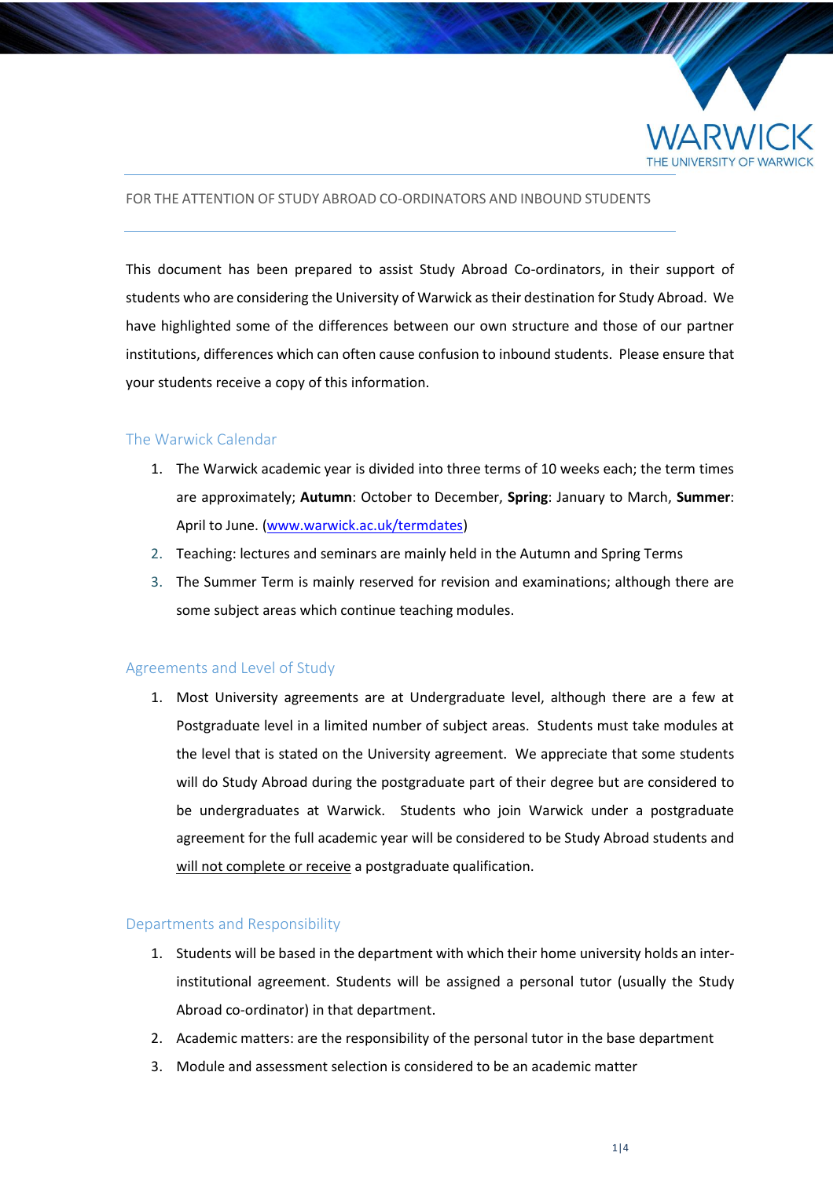FOR THE ATTENTION OF STUDY ABROAD CO-ORDINATORS AND INBOUND STUDENTS

This document has been prepared to assist Study Abroad Co-ordinators, in their support of students who are considering the University of Warwick as their destination for Study Abroad. We have highlighted some of the differences between our own structure and those of our partner institutions, differences which can often cause confusion to inbound students. Please ensure that your students receive a copy of this information.

## The Warwick Calendar

1. The Warwick academic year is divided into three terms of 10 weeks each; the term times are approximately; **Autumn**: October to December, **Spring**: January to March, **Summer**: April to June. ([www.warwick.ac.uk/termdates](www.warwick.ac.uk/termdates))
2. Teaching: lectures and seminars are mainly held in the Autumn and Spring Terms
3. The Summer Term is mainly reserved for revision and examinations; although there are some subject areas which continue teaching modules.

## Agreements and Level of Study

1. Most University agreements are at Undergraduate level, although there are a few at Postgraduate level in a limited number of subject areas. Students must take modules at the level that is stated on the University agreement. We appreciate that some students will do Study Abroad during the postgraduate part of their degree but are considered to be undergraduates at Warwick. Students who join Warwick under a postgraduate agreement for the full academic year will be considered to be Study Abroad students and will not complete or receive a postgraduate qualification.

## Departments and Responsibility

1. Students will be based in the department with which their home university holds an inter-institutional agreement. Students will be assigned a personal tutor (usually the Study Abroad co-ordinator) in that department.
2. Academic matters: are the responsibility of the personal tutor in the base department
3. Module and assessment selection is considered to be an academic matter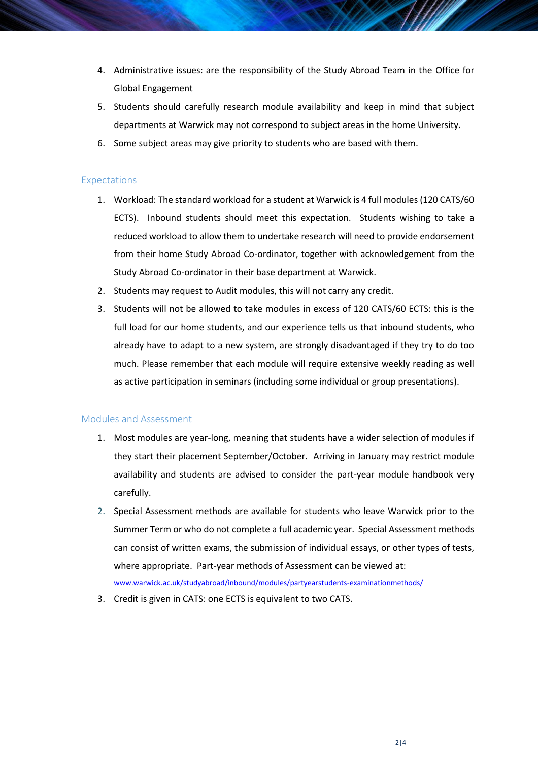4. Administrative issues: are the responsibility of the Study Abroad Team in the Office for Global Engagement
5. Students should carefully research module availability and keep in mind that subject departments at Warwick may not correspond to subject areas in the home University.
6. Some subject areas may give priority to students who are based with them.

## Expectations

1. Workload: The standard workload for a student at Warwick is 4 full modules (120 CATS/60 ECTS). Inbound students should meet this expectation. Students wishing to take a reduced workload to allow them to undertake research will need to provide endorsement from their home Study Abroad Co-ordinator, together with acknowledgement from the Study Abroad Co-ordinator in their base department at Warwick.
2. Students may request to Audit modules, this will not carry any credit.
3. Students will not be allowed to take modules in excess of 120 CATS/60 ECTS: this is the full load for our home students, and our experience tells us that inbound students, who already have to adapt to a new system, are strongly disadvantaged if they try to do too much. Please remember that each module will require extensive weekly reading as well as active participation in seminars (including some individual or group presentations).

## Modules and Assessment

1. Most modules are year-long, meaning that students have a wider selection of modules if they start their placement September/October. Arriving in January may restrict module availability and students are advised to consider the part-year module handbook very carefully.
2. Special Assessment methods are available for students who leave Warwick prior to the Summer Term or who do not complete a full academic year. Special Assessment methods can consist of written exams, the submission of individual essays, or other types of tests, where appropriate. Part-year methods of Assessment can be viewed at: [www.warwick.ac.uk/studyabroad/inbound/modules/partyearstudents-examinationmethods/](http://www.warwick.ac.uk/studyabroad/inbound/modules/partyearstudents-examinationmethods/)
3. Credit is given in CATS: one ECTS is equivalent to two CATS.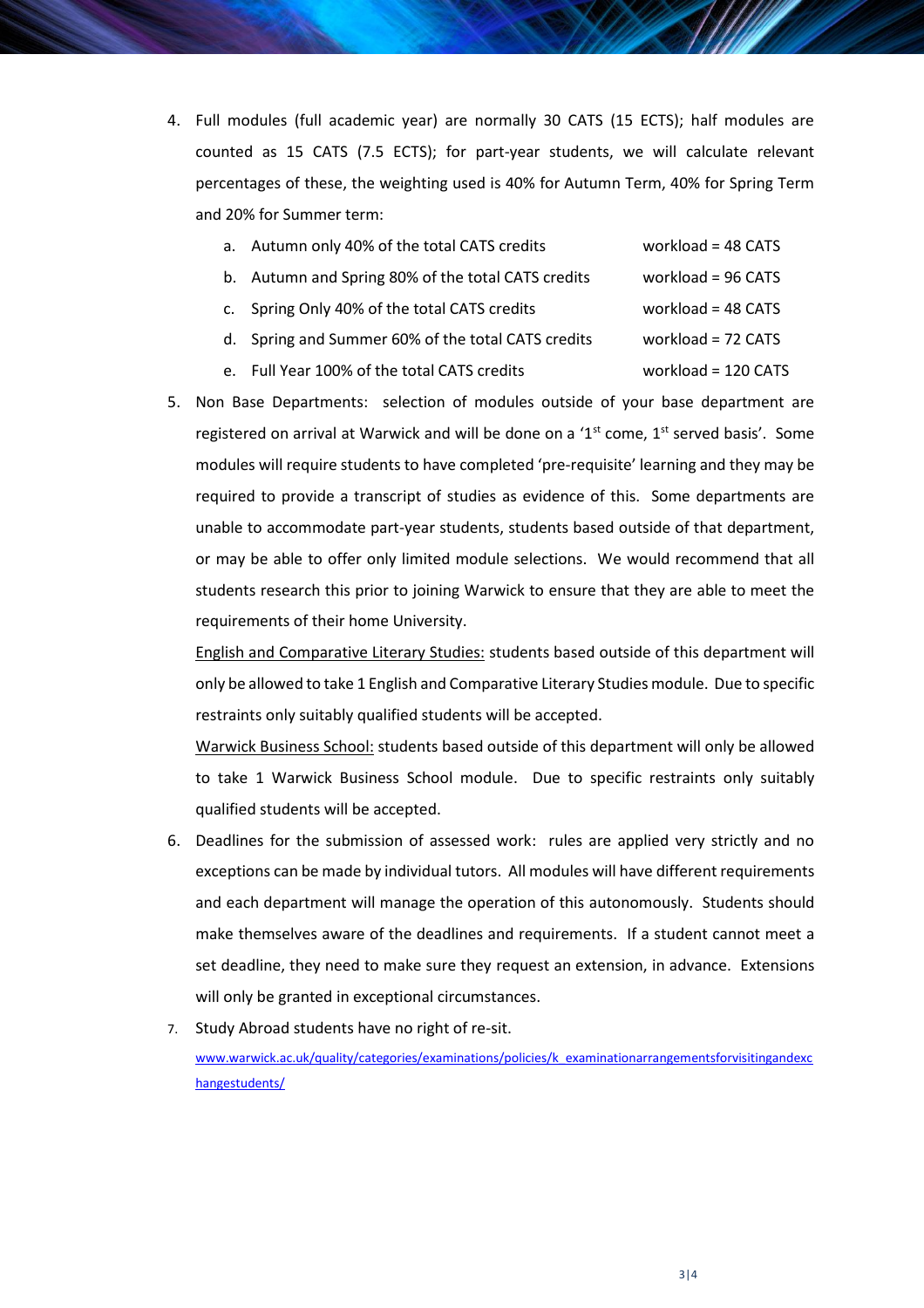4. Full modules (full academic year) are normally 30 CATS (15 ECTS); half modules are counted as 15 CATS (7.5 ECTS); for part-year students, we will calculate relevant percentages of these, the weighting used is 40% for Autumn Term, 40% for Spring Term and 20% for Summer term:

   a. Autumn only 40% of the total CATS credits — workload = 48 CATS
   b. Autumn and Spring 80% of the total CATS credits — workload = 96 CATS
   c. Spring Only 40% of the total CATS credits — workload = 48 CATS
   d. Spring and Summer 60% of the total CATS credits — workload = 72 CATS
   e. Full Year 100% of the total CATS credits — workload = 120 CATS

5. Non Base Departments: selection of modules outside of your base department are registered on arrival at Warwick and will be done on a '1st come, 1st served basis'. Some modules will require students to have completed 'pre-requisite' learning and they may be required to provide a transcript of studies as evidence of this. Some departments are unable to accommodate part-year students, students based outside of that department, or may be able to offer only limited module selections. We would recommend that all students research this prior to joining Warwick to ensure that they are able to meet the requirements of their home University.

   English and Comparative Literary Studies: students based outside of this department will only be allowed to take 1 English and Comparative Literary Studies module. Due to specific restraints only suitably qualified students will be accepted.

   Warwick Business School: students based outside of this department will only be allowed to take 1 Warwick Business School module. Due to specific restraints only suitably qualified students will be accepted.

6. Deadlines for the submission of assessed work: rules are applied very strictly and no exceptions can be made by individual tutors. All modules will have different requirements and each department will manage the operation of this autonomously. Students should make themselves aware of the deadlines and requirements. If a student cannot meet a set deadline, they need to make sure they request an extension, in advance. Extensions will only be granted in exceptional circumstances.

7. Study Abroad students have no right of re-sit.
   www.warwick.ac.uk/quality/categories/examinations/policies/k_examinationarrangementsforvisitingandexchangestudents/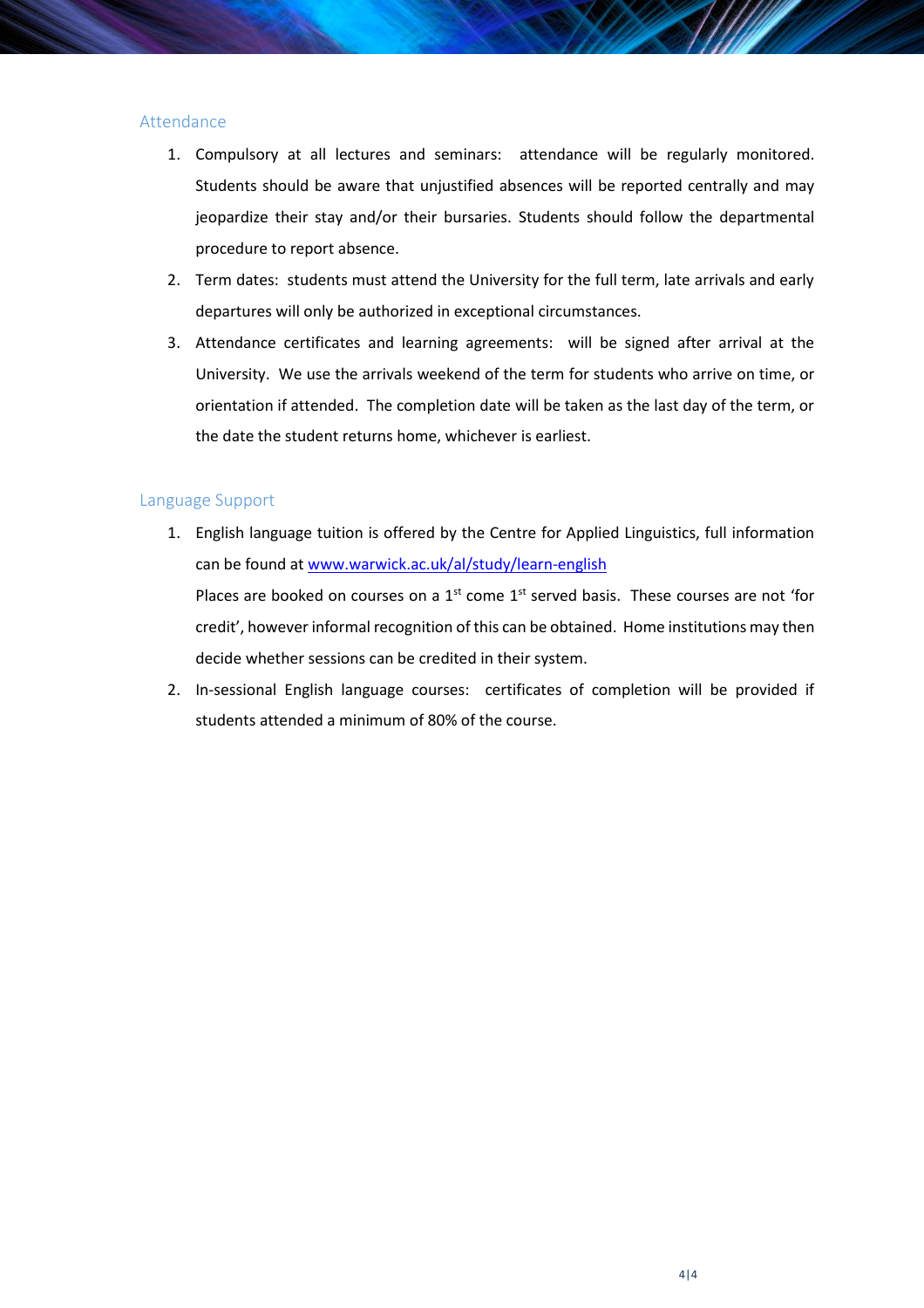## Attendance

1. Compulsory at all lectures and seminars: attendance will be regularly monitored. Students should be aware that unjustified absences will be reported centrally and may jeopardize their stay and/or their bursaries. Students should follow the departmental procedure to report absence.
2. Term dates: students must attend the University for the full term, late arrivals and early departures will only be authorized in exceptional circumstances.
3. Attendance certificates and learning agreements: will be signed after arrival at the University. We use the arrivals weekend of the term for students who arrive on time, or orientation if attended. The completion date will be taken as the last day of the term, or the date the student returns home, whichever is earliest.

## Language Support

1. English language tuition is offered by the Centre for Applied Linguistics, full information can be found at [www.warwick.ac.uk/al/study/learn-english](http://www.warwick.ac.uk/al/study/learn-english)
   Places are booked on courses on a 1st come 1st served basis. These courses are not 'for credit', however informal recognition of this can be obtained. Home institutions may then decide whether sessions can be credited in their system.
2. In-sessional English language courses: certificates of completion will be provided if students attended a minimum of 80% of the course.